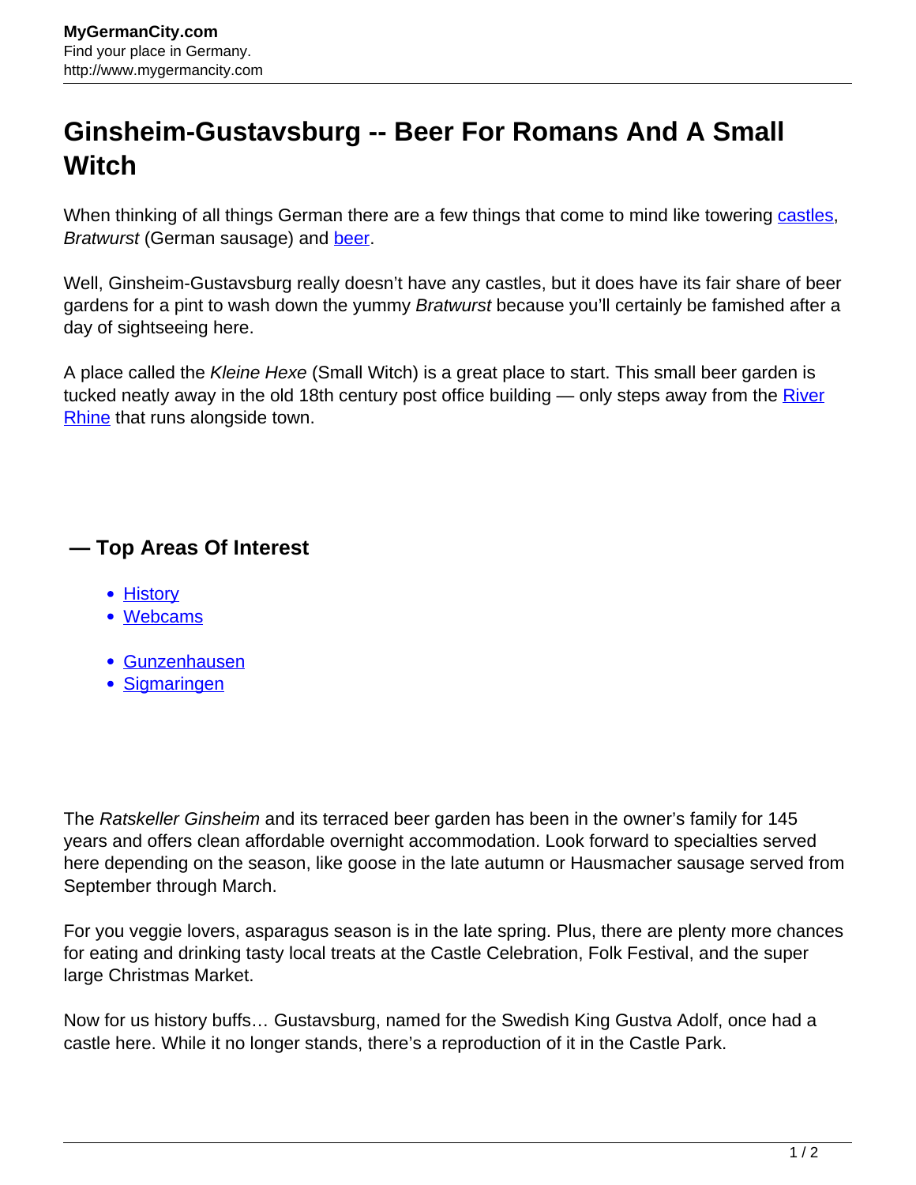# Ginsheim-Gustavsburg -- Beer For Romans And A Small Witch

When thinking of all things German there are a few things that come to mind like towering castles, *Bratwurst* (German sausage) and beer.

Well, Ginsheim-Gustavsburg really doesn't have any castles, but it does have its fair share of beer gardens for a pint to wash down the yummy *Bratwurst* because you'll certainly be famished after a day of sightseeing here.

A place called the *Kleine Hexe* (Small Witch) is a great place to start. This small beer garden is tucked neatly away in the old 18th century post office building — only steps away from the River Rhine that runs alongside town.

## — Top Areas Of Interest

- History
- Webcams

- Gunzenhausen
- Sigmaringen

The *Ratskeller Ginsheim* and its terraced beer garden has been in the owner's family for 145 years and offers clean affordable overnight accommodation. Look forward to specialties served here depending on the season, like goose in the late autumn or Hausmacher sausage served from September through March.

For you veggie lovers, asparagus season is in the late spring. Plus, there are plenty more chances for eating and drinking tasty local treats at the Castle Celebration, Folk Festival, and the super large Christmas Market.

Now for us history buffs… Gustavsburg, named for the Swedish King Gustva Adolf, once had a castle here. While it no longer stands, there's a reproduction of it in the Castle Park.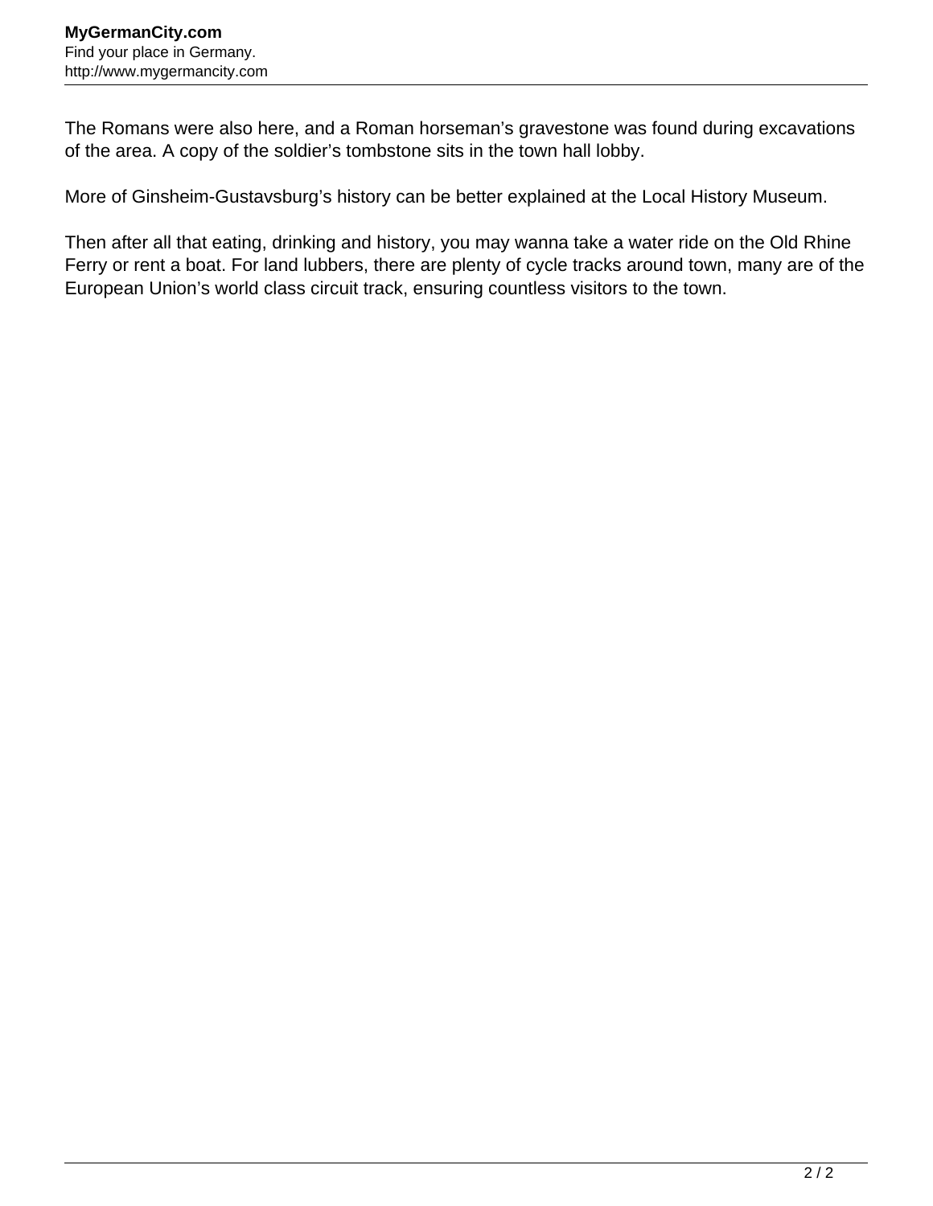The Romans were also here, and a Roman horseman's gravestone was found during excavations of the area. A copy of the soldier's tombstone sits in the town hall lobby.

More of Ginsheim-Gustavsburg's history can be better explained at the Local History Museum.

Then after all that eating, drinking and history, you may wanna take a water ride on the Old Rhine Ferry or rent a boat. For land lubbers, there are plenty of cycle tracks around town, many are of the European Union's world class circuit track, ensuring countless visitors to the town.